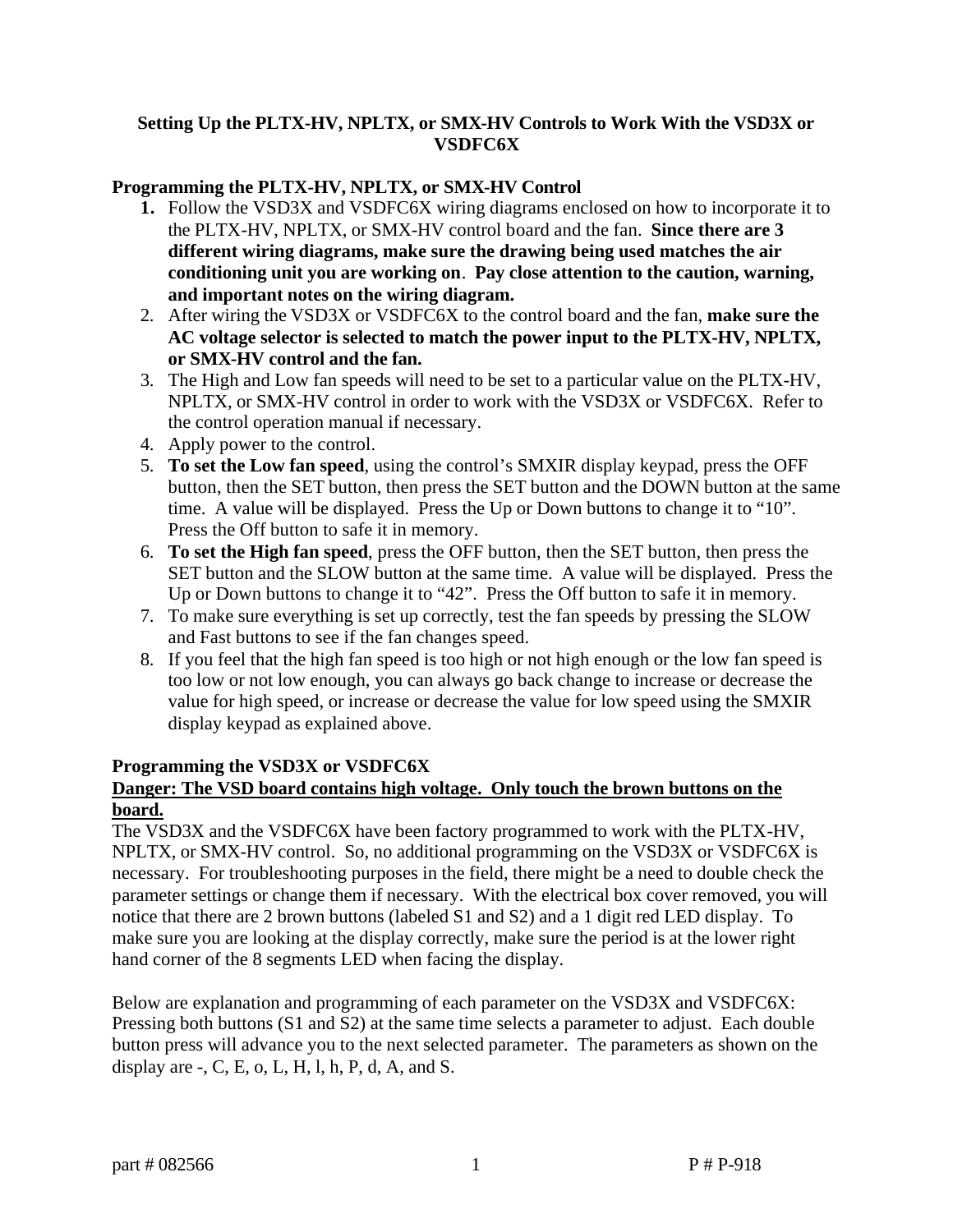# Setting Up the PLTX-HV, NPLTX, or SMX-HV Controls to Work With the VSD3X or VSDFC6X

## Programming the PLTX-HV, NPLTX, or SMX-HV Control

1. Follow the VSD3X and VSDFC6X wiring diagrams enclosed on how to incorporate it to the PLTX-HV, NPLTX, or SMX-HV control board and the fan. **Since there are 3 different wiring diagrams, make sure the drawing being used matches the air conditioning unit you are working on**. **Pay close attention to the caution, warning, and important notes on the wiring diagram.**
2. After wiring the VSD3X or VSDFC6X to the control board and the fan, **make sure the AC voltage selector is selected to match the power input to the PLTX-HV, NPLTX, or SMX-HV control and the fan.**
3. The High and Low fan speeds will need to be set to a particular value on the PLTX-HV, NPLTX, or SMX-HV control in order to work with the VSD3X or VSDFC6X. Refer to the control operation manual if necessary.
4. Apply power to the control.
5. **To set the Low fan speed**, using the control's SMXIR display keypad, press the OFF button, then the SET button, then press the SET button and the DOWN button at the same time. A value will be displayed. Press the Up or Down buttons to change it to "10". Press the Off button to safe it in memory.
6. **To set the High fan speed**, press the OFF button, then the SET button, then press the SET button and the SLOW button at the same time. A value will be displayed. Press the Up or Down buttons to change it to "42". Press the Off button to safe it in memory.
7. To make sure everything is set up correctly, test the fan speeds by pressing the SLOW and Fast buttons to see if the fan changes speed.
8. If you feel that the high fan speed is too high or not high enough or the low fan speed is too low or not low enough, you can always go back change to increase or decrease the value for high speed, or increase or decrease the value for low speed using the SMXIR display keypad as explained above.

## Programming the VSD3X or VSDFC6X

**<u>Danger: The VSD board contains high voltage. Only touch the brown buttons on the board.</u>**

The VSD3X and the VSDFC6X have been factory programmed to work with the PLTX-HV, NPLTX, or SMX-HV control. So, no additional programming on the VSD3X or VSDFC6X is necessary. For troubleshooting purposes in the field, there might be a need to double check the parameter settings or change them if necessary. With the electrical box cover removed, you will notice that there are 2 brown buttons (labeled S1 and S2) and a 1 digit red LED display. To make sure you are looking at the display correctly, make sure the period is at the lower right hand corner of the 8 segments LED when facing the display.

Below are explanation and programming of each parameter on the VSD3X and VSDFC6X: Pressing both buttons (S1 and S2) at the same time selects a parameter to adjust. Each double button press will advance you to the next selected parameter. The parameters as shown on the display are -, C, E, o, L, H, l, h, P, d, A, and S.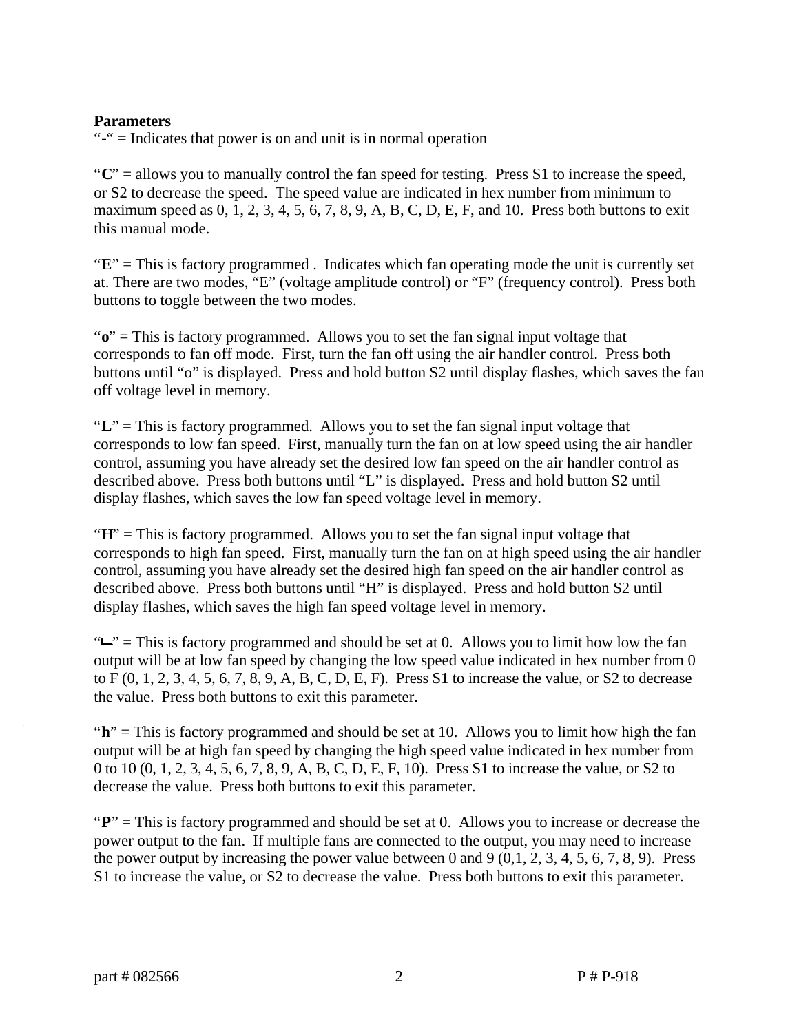**Parameters**

"**-**" = Indicates that power is on and unit is in normal operation

"**C**" = allows you to manually control the fan speed for testing. Press S1 to increase the speed, or S2 to decrease the speed. The speed value are indicated in hex number from minimum to maximum speed as 0, 1, 2, 3, 4, 5, 6, 7, 8, 9, A, B, C, D, E, F, and 10. Press both buttons to exit this manual mode.

"**E**" = This is factory programmed . Indicates which fan operating mode the unit is currently set at. There are two modes, "E" (voltage amplitude control) or "F" (frequency control). Press both buttons to toggle between the two modes.

"**o**" = This is factory programmed. Allows you to set the fan signal input voltage that corresponds to fan off mode. First, turn the fan off using the air handler control. Press both buttons until "o" is displayed. Press and hold button S2 until display flashes, which saves the fan off voltage level in memory.

"**L**" = This is factory programmed. Allows you to set the fan signal input voltage that corresponds to low fan speed. First, manually turn the fan on at low speed using the air handler control, assuming you have already set the desired low fan speed on the air handler control as described above. Press both buttons until "L" is displayed. Press and hold button S2 until display flashes, which saves the low fan speed voltage level in memory.

"**H**" = This is factory programmed. Allows you to set the fan signal input voltage that corresponds to high fan speed. First, manually turn the fan on at high speed using the air handler control, assuming you have already set the desired high fan speed on the air handler control as described above. Press both buttons until "H" is displayed. Press and hold button S2 until display flashes, which saves the high fan speed voltage level in memory.

"**ᒪ**" = This is factory programmed and should be set at 0. Allows you to limit how low the fan output will be at low fan speed by changing the low speed value indicated in hex number from 0 to F (0, 1, 2, 3, 4, 5, 6, 7, 8, 9, A, B, C, D, E, F). Press S1 to increase the value, or S2 to decrease the value. Press both buttons to exit this parameter.

"**h**" = This is factory programmed and should be set at 10. Allows you to limit how high the fan output will be at high fan speed by changing the high speed value indicated in hex number from 0 to 10 (0, 1, 2, 3, 4, 5, 6, 7, 8, 9, A, B, C, D, E, F, 10). Press S1 to increase the value, or S2 to decrease the value. Press both buttons to exit this parameter.

"**P**" = This is factory programmed and should be set at 0. Allows you to increase or decrease the power output to the fan. If multiple fans are connected to the output, you may need to increase the power output by increasing the power value between 0 and 9 (0,1, 2, 3, 4, 5, 6, 7, 8, 9). Press S1 to increase the value, or S2 to decrease the value. Press both buttons to exit this parameter.

part # 082566 P # P-918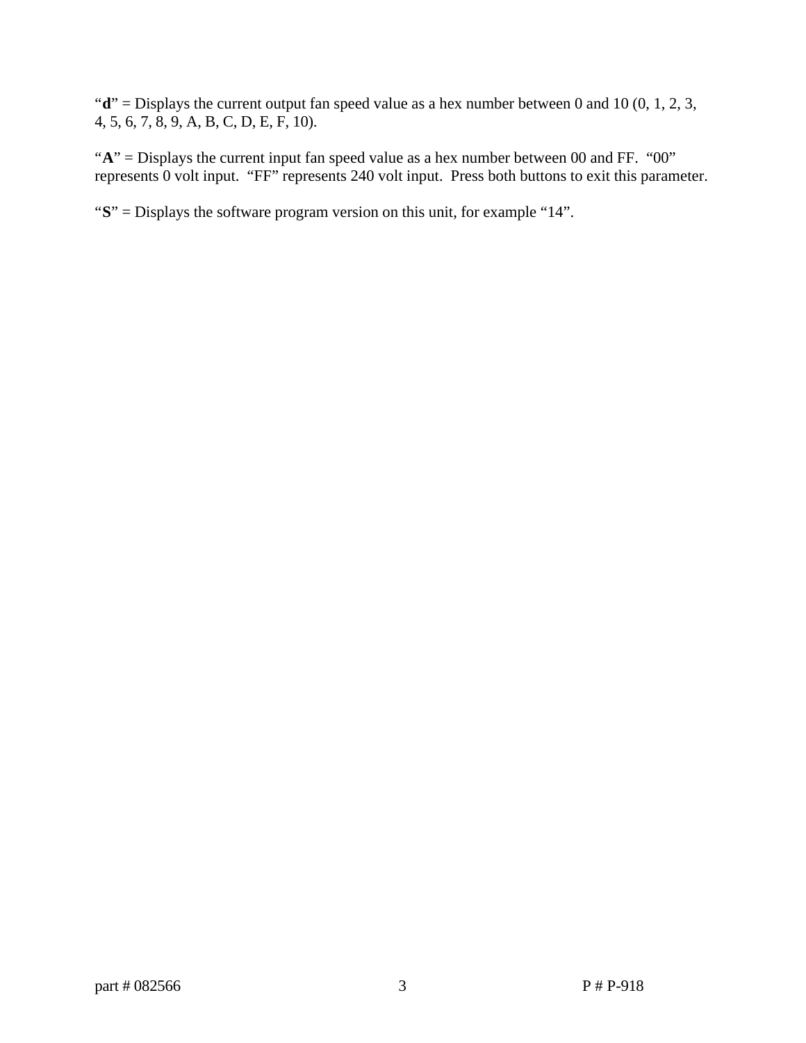"**d**" = Displays the current output fan speed value as a hex number between 0 and 10 (0, 1, 2, 3, 4, 5, 6, 7, 8, 9, A, B, C, D, E, F, 10).

"**A**" = Displays the current input fan speed value as a hex number between 00 and FF. "00" represents 0 volt input. "FF" represents 240 volt input. Press both buttons to exit this parameter.

"**S**" = Displays the software program version on this unit, for example "14".